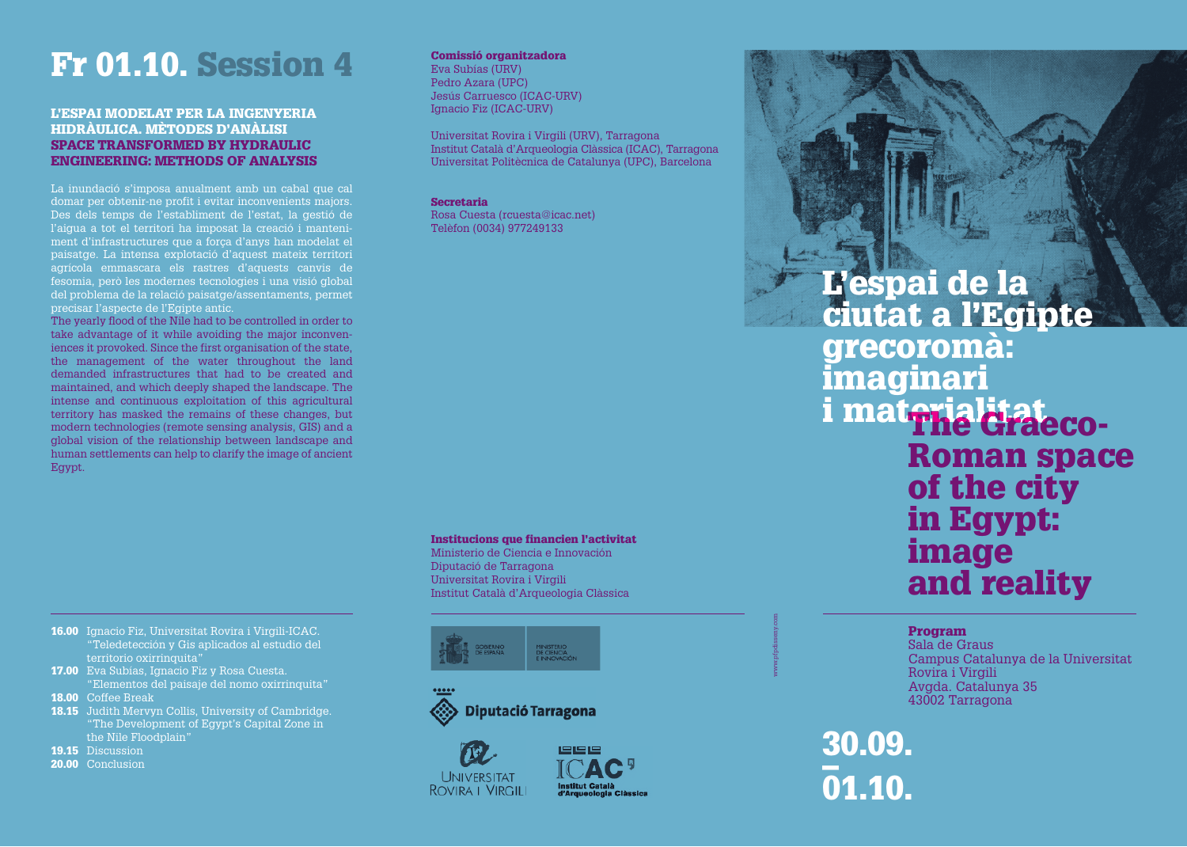# Fr 01.10. Session 4

### L'ESPAI MODELAT PER LA INGENYERIA HIDRÀULICA. MÈTODES D'ANÀLISI
### SPACE TRANSFORMED BY HYDRAULIC ENGINEERING: METHODS OF ANALYSIS

La inundació s'imposa anualment amb un cabal que cal domar per obtenir-ne profit i evitar inconvenients majors. Des dels temps de l'establiment de l'estat, la gestió de l'aigua a tot el territori ha imposat la creació i manteniment d'infrastructures que a força d'anys han modelat el paisatge. La intensa explotació d'aquest mateix territori agrícola emmascara els rastres d'aquests canvis de fesomia, però les modernes tecnologies i una visió global del problema de la relació paisatge/assentaments, permet precisar l'aspecte de l'Egipte antic.

The yearly flood of the Nile had to be controlled in order to take advantage of it while avoiding the major inconveniences it provoked. Since the first organisation of the state, the management of the water throughout the land demanded infrastructures that had to be created and maintained, and which deeply shaped the landscape. The intense and continuous exploitation of this agricultural territory has masked the remains of these changes, but modern technologies (remote sensing analysis, GIS) and a global vision of the relationship between landscape and human settlements can help to clarify the image of ancient Egypt.

- **16.00** Ignacio Fiz, Universitat Rovira i Virgili-ICAC. "Teledetección y Gis aplicados al estudio del territorio oxirrinquita"
- **17.00** Eva Subias, Ignacio Fiz y Rosa Cuesta. "Elementos del paisaje del nomo oxirrinquita"
- **18.00** Coffee Break
- **18.15** Judith Mervyn Collis, University of Cambridge. "The Development of Egypt's Capital Zone in the Nile Floodplain"
- **19.15** Discussion
- **20.00** Conclusion

**Comissió organitzadora**
Eva Subias (URV)
Pedro Azara (UPC)
Jesús Carruesco (ICAC-URV)
Ignacio Fiz (ICAC-URV)

Universitat Rovira i Virgili (URV), Tarragona
Institut Català d'Arqueologia Clàssica (ICAC), Tarragona
Universitat Politècnica de Catalunya (UPC), Barcelona

**Secretaria**
Rosa Cuesta (rcuesta@icac.net)
Telèfon (0034) 977249133

**Institucions que financien l'activitat**
Ministerio de Ciencia e Innovación
Diputació de Tarragona
Universitat Rovira i Virgili
Institut Català d'Arqueologia Clàssica

Gobierno de España — Ministerio de Ciencia e Innovación

Diputació Tarragona

Universitat Rovira i Virgili

ICAC Institut Català d'Arqueologia Clàssica

www.pfpdisseny.com

# L'espai de la ciutat a l'Egipte grecoromà: imaginari i materialitat

# The Graeco-Roman space of the city in Egypt: image and reality

**Program**
Sala de Graus
Campus Catalunya de la Universitat Rovira i Virgili
Avgda. Catalunya 35
43002 Tarragona

## 30.09. – 01.10.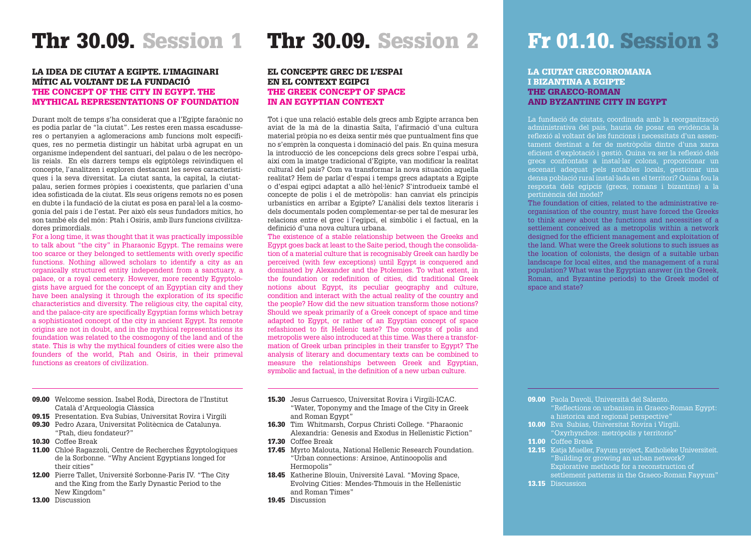# Thr 30.09. Session 1

### LA IDEA DE CIUTAT A EGIPTE. L'IMAGINARI MÍTIC AL VOLTANT DE LA FUNDACIÓ
### THE CONCEPT OF THE CITY IN EGYPT. THE MYTHICAL REPRESENTATIONS OF FOUNDATION

Durant molt de temps s'ha considerat que a l'Egipte faraònic no es podia parlar de "la ciutat". Les restes eren massa escadusseres o pertanyien a aglomeracions amb funcions molt específiques, res no permetia distingir un hàbitat urbà agrupat en un organisme independent del santuari, del palau o de les necròpolis reials. En els darrers temps els egiptòlegs reivindiquen el concepte, l'analitzen i exploren destacant les seves característiques i la seva diversitat. La ciutat santa, la capital, la ciutat-palau, serien formes pròpies i coexistents, que parlarien d'una idea sofisticada de la ciutat. Els seus orígens remots no es posen en dubte i la fundació de la ciutat es posa en paral·lel a la cosmogonia del país i de l'estat. Per això els seus fundadors mítics, ho son també els del món: Ptah i Osiris, amb llurs funcions civilitzadores primordials.

For a long time, it was thought that it was practically impossible to talk about "the city" in Pharaonic Egypt. The remains were too scarce or they belonged to settlements with overly specific functions. Nothing allowed scholars to identify a city as an organically structured entity independent from a sanctuary, a palace, or a royal cemetery. However, more recently Egyptologists have argued for the concept of an Egyptian city and they have been analysing it through the exploration of its specific characteristics and diversity. The religious city, the capital city, and the palace-city are specifically Egyptian forms which betray a sophisticated concept of the city in ancient Egypt. Its remote origins are not in doubt, and in the mythical representations its foundation was related to the cosmogony of the land and of the state. This is why the mythical founders of cities were also the founders of the world, Ptah and Osiris, in their primeval functions as creators of civilization.

- **09.00** Welcome session. Isabel Rodà, Directora de l'Institut Català d'Arqueologia Clàssica
- **09.15** Presentation. Eva Subías, Universitat Rovira i Virgili
- **09.30** Pedro Azara, Universitat Politècnica de Catalunya. "Ptah, dieu fondateur?"
- **10.30** Coffee Break
- **11.00** Chloé Ragazzoli, Centre de Recherches Égyptologiques de la Sorbonne. "Why Ancient Egyptians longed for their cities"
- **12.00** Pierre Tallet, Université Sorbonne-Paris IV. "The City and the King from the Early Dynastic Period to the New Kingdom"
- **13.00** Discussion

# Thr 30.09. Session 2

### EL CONCEPTE GREC DE L'ESPAI EN EL CONTEXT EGIPCI
### THE GREEK CONCEPT OF SPACE IN AN EGYPTIAN CONTEXT

Tot i que una relació estable dels grecs amb Egipte arranca ben aviat de la mà de la dinastia Saïta, l'afirmació d'una cultura material pròpia no es deixa sentir més que puntualment fins que no s'emprèn la conquesta i dominació del país. En quina mesura la introducció de les concepcions dels grecs sobre l'espai urbà, així com la imatge tradicional d'Egipte, van modificar la realitat cultural del país? Com va transformar la nova situación aquella realitat? Hem de parlar d'espai i temps grecs adaptats a Egipte o d'espai egipci adaptat a allò hel·lènic? S'introdueix també el concepte de polis i el de metròpolis: han canviat els principis urbanístics en arribar a Egipte? L'anàlisi dels textos literaris i dels documentals poden complementar-se per tal de mesurar les relacions entre el grec i l'egipci, el simbòlic i el factual, en la definició d'una nova cultura urbana.

The existence of a stable relationship between the Greeks and Egypt goes back at least to the Saite period, though the consolidation of a material culture that is recognisably Greek can hardly be perceived (with few exceptions) until Egypt is conquered and dominated by Alexander and the Ptolemies. To what extent, in the foundation or redefinition of cities, did traditional Greek notions about Egypt, its peculiar geography and culture, condition and interact with the actual reality of the country and the people? How did the new situation transform those notions? Should we speak primarily of a Greek concept of space and time adapted to Egypt, or rather of an Egyptian concept of space refashioned to fit Hellenic taste? The concepts of polis and metropolis were also introduced at this time. Was there a transformation of Greek urban principles in their transfer to Egypt? The analysis of literary and documentary texts can be combined to measure the relationships between Greek and Egyptian, symbolic and factual, in the definition of a new urban culture.

- **15.30** Jesus Carruesco, Universitat Rovira i Virgili-ICAC. "Water, Toponymy and the Image of the City in Greek and Roman Egypt"
- **16.30** Tim Whitmarsh, Corpus Christi College. "Pharaonic Alexandria: Genesis and Exodus in Hellenistic Fiction"
- **17.30** Coffee Break
- **17.45** Myrto Malouta, National Hellenic Research Foundation. "Urban connections: Arsinoe, Antinoopolis and Hermopolis"
- **18.45** Katherine Blouin, Université Laval. "Moving Space, Evolving Cities: Mendes-Thmouis in the Hellenistic and Roman Times"
- **19.45** Discussion

# Fr 01.10. Session 3

### LA CIUTAT GRECORROMANA I BIZANTINA A EGIPTE
### THE GRAECO-ROMAN AND BYZANTINE CITY IN EGYPT

La fundació de ciutats, coordinada amb la reorganització administrativa del país, hauria de posar en evidència la reflexió al voltant de les funcions i necessitats d'un assentament destinat a fer de metròpolis dintre d'una xarxa eficient d'explotació i gestió. Quina va ser la reflexió dels grecs confrontats a instal·lar colons, proporcionar un escenari adequat pels notables locals, gestionar una densa població rural instal·lada en el territori? Quina fou la resposta dels egipcis (grecs, romans i bizantins) a la pertinència del model?

The foundation of cities, related to the administrative reorganisation of the country, must have forced the Greeks to think anew about the functions and necessities of a settlement conceived as a metropolis within a network designed for the efficient management and exploitation of the land. What were the Greek solutions to such issues as the location of colonists, the design of a suitable urban landscape for local elites, and the management of a rural population? What was the Egyptian answer (in the Greek, Roman, and Byzantine periods) to the Greek model of space and state?

- **09.00** Paola Davoli, Università del Salento. "Reflections on urbanism in Graeco-Roman Egypt: a historica and regional perspective"
- **10.00** Eva Subías, Universitat Rovira i Virgili. "Oxyrhynchos: metròpolis y territorio"
- **11.00** Coffee Break
- **12.15** Katja Mueller, Fayum project, Katholieke Universiteit. "Building or growing an urban network? Explorative methods for a reconstruction of settlement patterns in the Graeco-Roman Fayyum"
- **13.15** Discussion